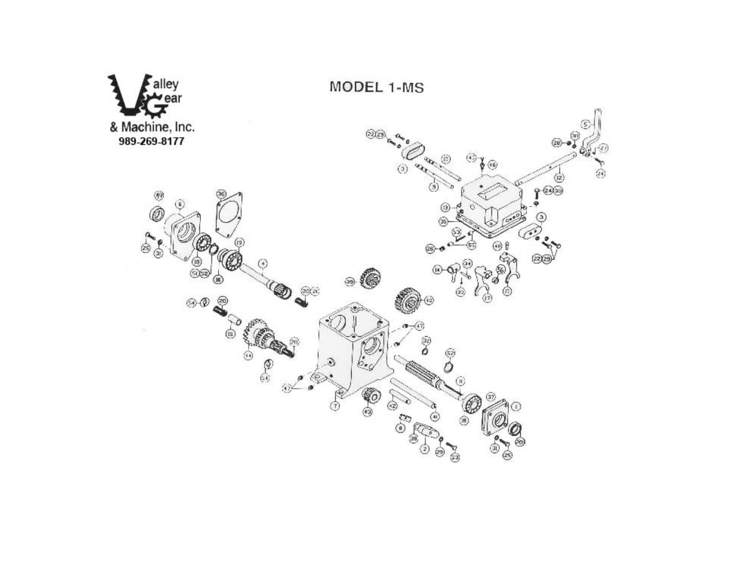Valley Gear & Machine, Inc.
989-269-8177

# MODEL 1-MS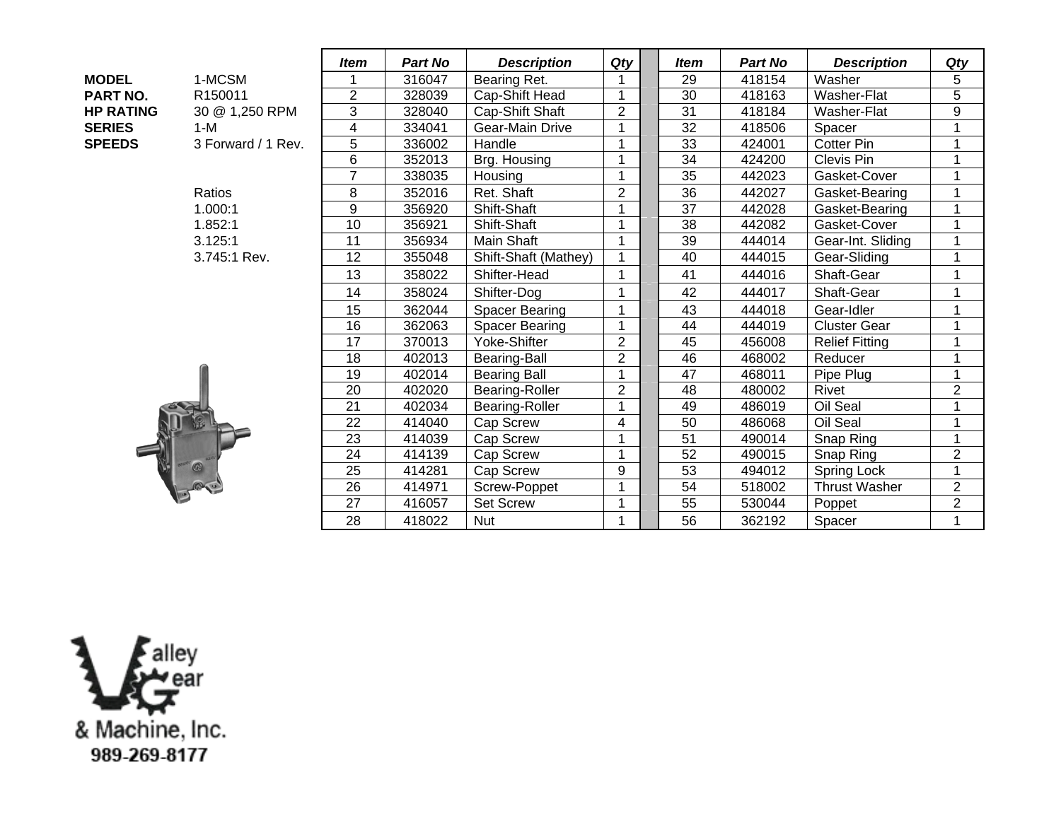| | |
|---|---|
| **MODEL** | 1-MCSM |
| **PART NO.** | R150011 |
| **HP RATING** | 30 @ 1,250 RPM |
| **SERIES** | 1-M |
| **SPEEDS** | 3 Forward / 1 Rev. |

Ratios
1.000:1
1.852:1
3.125:1
3.745:1 Rev.

| *Item* | *Part No* | *Description* | *Qty* | | *Item* | *Part No* | *Description* | *Qty* |
|---|---|---|---|---|---|---|---|---|
| 1 | 316047 | Bearing Ret. | 1 | | 29 | 418154 | Washer | 5 |
| 2 | 328039 | Cap-Shift Head | 1 | | 30 | 418163 | Washer-Flat | 5 |
| 3 | 328040 | Cap-Shift Shaft | 2 | | 31 | 418184 | Washer-Flat | 9 |
| 4 | 334041 | Gear-Main Drive | 1 | | 32 | 418506 | Spacer | 1 |
| 5 | 336002 | Handle | 1 | | 33 | 424001 | Cotter Pin | 1 |
| 6 | 352013 | Brg. Housing | 1 | | 34 | 424200 | Clevis Pin | 1 |
| 7 | 338035 | Housing | 1 | | 35 | 442023 | Gasket-Cover | 1 |
| 8 | 352016 | Ret. Shaft | 2 | | 36 | 442027 | Gasket-Bearing | 1 |
| 9 | 356920 | Shift-Shaft | 1 | | 37 | 442028 | Gasket-Bearing | 1 |
| 10 | 356921 | Shift-Shaft | 1 | | 38 | 442082 | Gasket-Cover | 1 |
| 11 | 356934 | Main Shaft | 1 | | 39 | 444014 | Gear-Int. Sliding | 1 |
| 12 | 355048 | Shift-Shaft (Mathey) | 1 | | 40 | 444015 | Gear-Sliding | 1 |
| 13 | 358022 | Shifter-Head | 1 | | 41 | 444016 | Shaft-Gear | 1 |
| 14 | 358024 | Shifter-Dog | 1 | | 42 | 444017 | Shaft-Gear | 1 |
| 15 | 362044 | Spacer Bearing | 1 | | 43 | 444018 | Gear-Idler | 1 |
| 16 | 362063 | Spacer Bearing | 1 | | 44 | 444019 | Cluster Gear | 1 |
| 17 | 370013 | Yoke-Shifter | 2 | | 45 | 456008 | Relief Fitting | 1 |
| 18 | 402013 | Bearing-Ball | 2 | | 46 | 468002 | Reducer | 1 |
| 19 | 402014 | Bearing Ball | 1 | | 47 | 468011 | Pipe Plug | 1 |
| 20 | 402020 | Bearing-Roller | 2 | | 48 | 480002 | Rivet | 2 |
| 21 | 402034 | Bearing-Roller | 1 | | 49 | 486019 | Oil Seal | 1 |
| 22 | 414040 | Cap Screw | 4 | | 50 | 486068 | Oil Seal | 1 |
| 23 | 414039 | Cap Screw | 1 | | 51 | 490014 | Snap Ring | 1 |
| 24 | 414139 | Cap Screw | 1 | | 52 | 490015 | Snap Ring | 2 |
| 25 | 414281 | Cap Screw | 9 | | 53 | 494012 | Spring Lock | 1 |
| 26 | 414971 | Screw-Poppet | 1 | | 54 | 518002 | Thrust Washer | 2 |
| 27 | 416057 | Set Screw | 1 | | 55 | 530044 | Poppet | 2 |
| 28 | 418022 | Nut | 1 | | 56 | 362192 | Spacer | 1 |

Valley Gear & Machine, Inc.
989-269-8177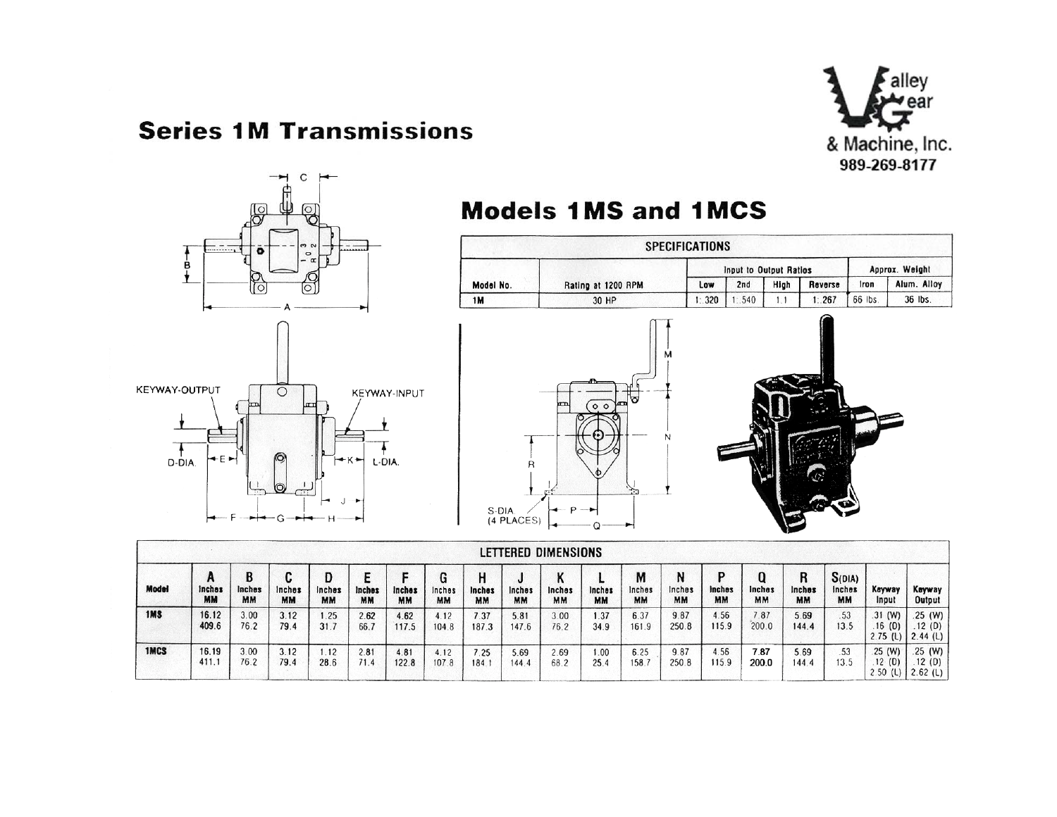# Series 1M Transmissions

Valley Gear & Machine, Inc.
989-269-8177

## Models 1MS and 1MCS

| SPECIFICATIONS | | | | | | | |
|---|---|---|---|---|---|---|---|
| | | Input to Output Ratios | | | | Approx. Weight | |
| Model No. | Rating at 1200 RPM | Low | 2nd | High | Reverse | Iron | Alum. Alloy |
| 1M | 30 HP | 1:.320 | 1:.540 | 1:1 | 1:.267 | 66 lbs. | 36 lbs. |

KEYWAY-OUTPUT
KEYWAY-INPUT
D-DIA.
L-DIA.
S-DIA (4 PLACES)

| LETTERED DIMENSIONS | | | | | | | | | | | | | | | | | | | |
|---|---|---|---|---|---|---|---|---|---|---|---|---|---|---|---|---|---|---|---|
| Model | A Inches MM | B Inches MM | C Inches MM | D Inches MM | E Inches MM | F Inches MM | G Inches MM | H Inches MM | J Inches MM | K Inches MM | L Inches MM | M Inches MM | N Inches MM | P Inches MM | Q Inches MM | R Inches MM | S(DIA) Inches MM | Keyway Input | Keyway Output |
| 1MS | 16.12 409.6 | 3.00 76.2 | 3.12 79.4 | 1.25 31.7 | 2.62 66.7 | 4.62 117.5 | 4.12 104.8 | 7.37 187.3 | 5.81 147.6 | 3.00 76.2 | 1.37 34.9 | 6.37 161.9 | 9.87 250.8 | 4.56 115.9 | 7.87 200.0 | 5.69 144.4 | .53 13.5 | .31 (W) .16 (D) 2.75 (L) | .25 (W) .12 (D) 2.44 (L) |
| 1MCS | 16.19 411.1 | 3.00 76.2 | 3.12 79.4 | 1.12 28.6 | 2.81 71.4 | 4.81 122.8 | 4.12 107.8 | 7.25 184.1 | 5.69 144.4 | 2.69 68.2 | 1.00 25.4 | 6.25 158.7 | 9.87 250.8 | 4.56 115.9 | 7.87 200.0 | 5.69 144.4 | .53 13.5 | .25 (W) .12 (D) 2.50 (L) | .25 (W) .12 (D) 2.62 (L) |